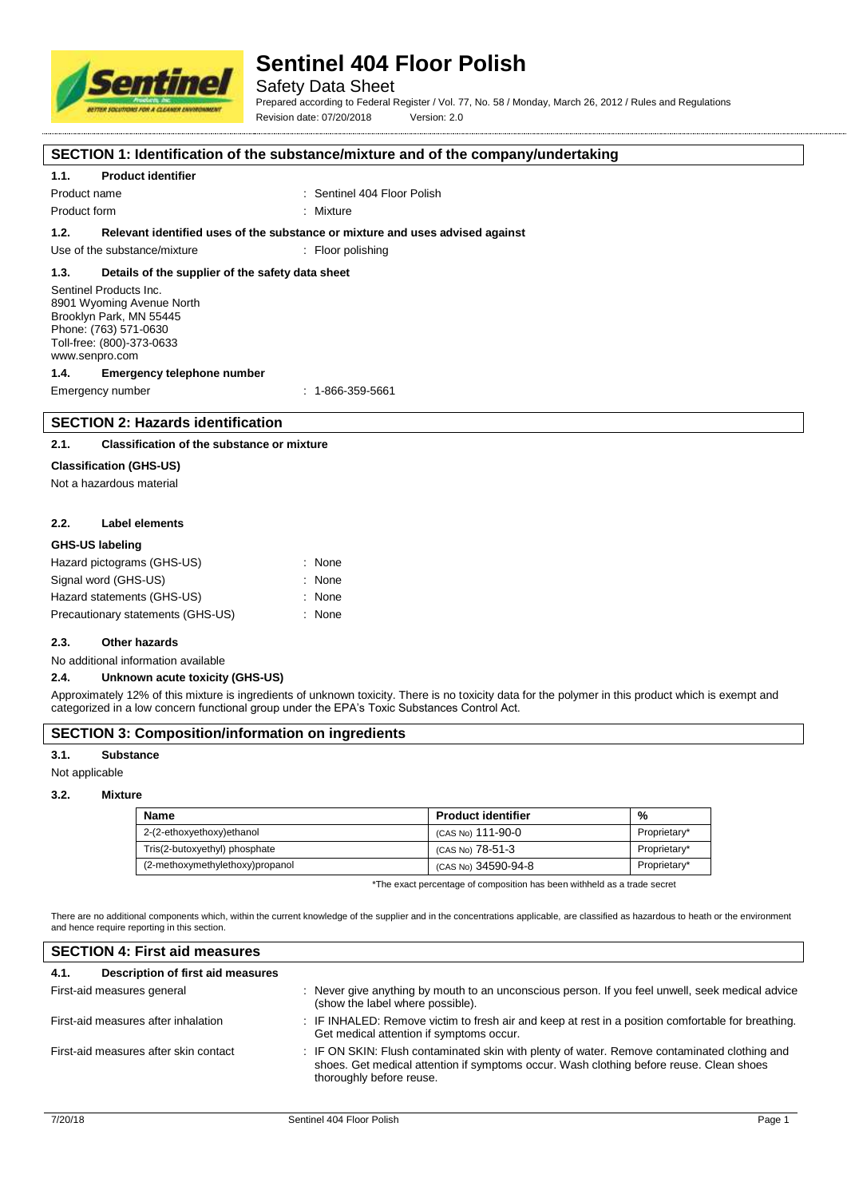# Sentinel 404 Floor Polish

Safety Data Sheet

Prepared according to Federal Register / Vol. 77, No. 58 / Monday, March 26, 2012 / Rules and Regulations

Revision date: 07/20/2018 Version: 2.0

## SECTION 1: Identification of the substance/mixture and of the company/undertaking

### 1.1. Product identifier

Product name : Sentinel 404 Floor Polish

Product form : Mixture

### 1.2. Relevant identified uses of the substance or mixture and uses advised against

Use of the substance/mixture : Floor polishing

### 1.3. Details of the supplier of the safety data sheet

Sentinel Products Inc.
8901 Wyoming Avenue North
Brooklyn Park, MN 55445
Phone: (763) 571-0630
Toll-free: (800)-373-0633
www.senpro.com

### 1.4. Emergency telephone number

Emergency number : 1-866-359-5661

## SECTION 2: Hazards identification

### 2.1. Classification of the substance or mixture

**Classification (GHS-US)**

Not a hazardous material

### 2.2. Label elements

**GHS-US labeling**

Hazard pictograms (GHS-US) : None

Signal word (GHS-US) : None

Hazard statements (GHS-US) : None

Precautionary statements (GHS-US) : None

### 2.3. Other hazards

No additional information available

### 2.4. Unknown acute toxicity (GHS-US)

Approximately 12% of this mixture is ingredients of unknown toxicity. There is no toxicity data for the polymer in this product which is exempt and categorized in a low concern functional group under the EPA's Toxic Substances Control Act.

## SECTION 3: Composition/information on ingredients

### 3.1. Substance

Not applicable

### 3.2. Mixture

| Name | Product identifier | % |
|---|---|---|
| 2-(2-ethoxyethoxy)ethanol | (CAS No) 111-90-0 | Proprietary* |
| Tris(2-butoxyethyl) phosphate | (CAS No) 78-51-3 | Proprietary* |
| (2-methoxymethylethoxy)propanol | (CAS No) 34590-94-8 | Proprietary* |

*The exact percentage of composition has been withheld as a trade secret

There are no additional components which, within the current knowledge of the supplier and in the concentrations applicable, are classified as hazardous to heath or the environment and hence require reporting in this section.

## SECTION 4: First aid measures

### 4.1. Description of first aid measures

First-aid measures general : Never give anything by mouth to an unconscious person. If you feel unwell, seek medical advice (show the label where possible).

First-aid measures after inhalation : IF INHALED: Remove victim to fresh air and keep at rest in a position comfortable for breathing. Get medical attention if symptoms occur.

First-aid measures after skin contact : IF ON SKIN: Flush contaminated skin with plenty of water. Remove contaminated clothing and shoes. Get medical attention if symptoms occur. Wash clothing before reuse. Clean shoes thoroughly before reuse.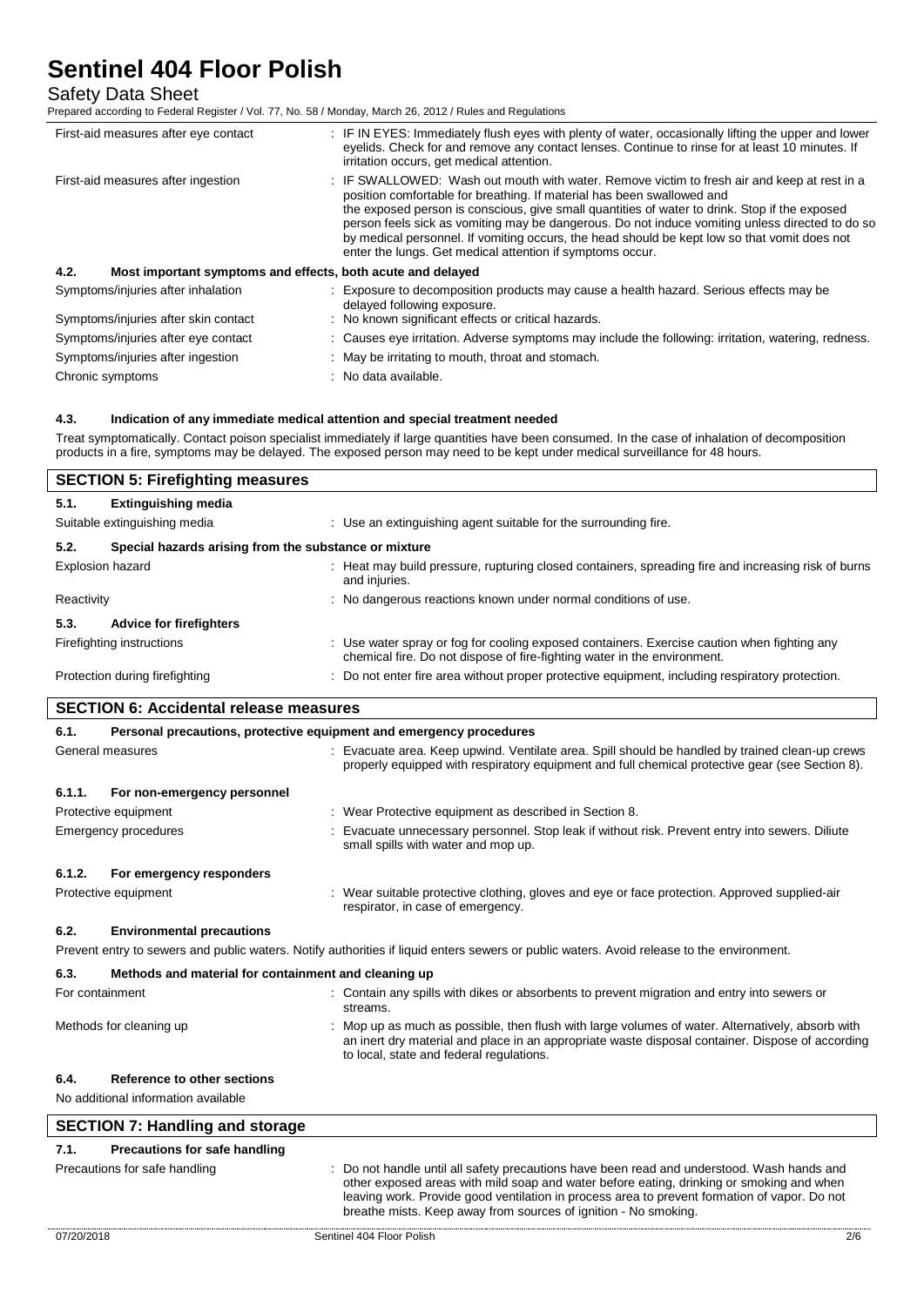| | |
|---|---|
| First-aid measures after eye contact | : IF IN EYES: Immediately flush eyes with plenty of water, occasionally lifting the upper and lower eyelids. Check for and remove any contact lenses. Continue to rinse for at least 10 minutes. If irritation occurs, get medical attention. |
| First-aid measures after ingestion | : IF SWALLOWED: Wash out mouth with water. Remove victim to fresh air and keep at rest in a position comfortable for breathing. If material has been swallowed and the exposed person is conscious, give small quantities of water to drink. Stop if the exposed person feels sick as vomiting may be dangerous. Do not induce vomiting unless directed to do so by medical personnel. If vomiting occurs, the head should be kept low so that vomit does not enter the lungs. Get medical attention if symptoms occur. |

### 4.2. Most important symptoms and effects, both acute and delayed

| | |
|---|---|
| Symptoms/injuries after inhalation | : Exposure to decomposition products may cause a health hazard. Serious effects may be delayed following exposure. |
| Symptoms/injuries after skin contact | : No known significant effects or critical hazards. |
| Symptoms/injuries after eye contact | : Causes eye irritation. Adverse symptoms may include the following: irritation, watering, redness. |
| Symptoms/injuries after ingestion | : May be irritating to mouth, throat and stomach. |
| Chronic symptoms | : No data available. |

### 4.3. Indication of any immediate medical attention and special treatment needed

Treat symptomatically. Contact poison specialist immediately if large quantities have been consumed. In the case of inhalation of decomposition products in a fire, symptoms may be delayed. The exposed person may need to be kept under medical surveillance for 48 hours.

## SECTION 5: Firefighting measures

### 5.1. Extinguishing media

| | |
|---|---|
| Suitable extinguishing media | : Use an extinguishing agent suitable for the surrounding fire. |

### 5.2. Special hazards arising from the substance or mixture

| | |
|---|---|
| Explosion hazard | : Heat may build pressure, rupturing closed containers, spreading fire and increasing risk of burns and injuries. |
| Reactivity | : No dangerous reactions known under normal conditions of use. |

### 5.3. Advice for firefighters

| | |
|---|---|
| Firefighting instructions | : Use water spray or fog for cooling exposed containers. Exercise caution when fighting any chemical fire. Do not dispose of fire-fighting water in the environment. |
| Protection during firefighting | : Do not enter fire area without proper protective equipment, including respiratory protection. |

## SECTION 6: Accidental release measures

### 6.1. Personal precautions, protective equipment and emergency procedures

| | |
|---|---|
| General measures | : Evacuate area. Keep upwind. Ventilate area. Spill should be handled by trained clean-up crews properly equipped with respiratory equipment and full chemical protective gear (see Section 8). |

#### 6.1.1. For non-emergency personnel

| | |
|---|---|
| Protective equipment | : Wear Protective equipment as described in Section 8. |
| Emergency procedures | : Evacuate unnecessary personnel. Stop leak if without risk. Prevent entry into sewers. Diliute small spills with water and mop up. |

#### 6.1.2. For emergency responders

| | |
|---|---|
| Protective equipment | : Wear suitable protective clothing, gloves and eye or face protection. Approved supplied-air respirator, in case of emergency. |

### 6.2. Environmental precautions

Prevent entry to sewers and public waters. Notify authorities if liquid enters sewers or public waters. Avoid release to the environment.

### 6.3. Methods and material for containment and cleaning up

| | |
|---|---|
| For containment | : Contain any spills with dikes or absorbents to prevent migration and entry into sewers or streams. |
| Methods for cleaning up | : Mop up as much as possible, then flush with large volumes of water. Alternatively, absorb with an inert dry material and place in an appropriate waste disposal container. Dispose of according to local, state and federal regulations. |

### 6.4. Reference to other sections

No additional information available

## SECTION 7: Handling and storage

### 7.1. Precautions for safe handling

| | |
|---|---|
| Precautions for safe handling | : Do not handle until all safety precautions have been read and understood. Wash hands and other exposed areas with mild soap and water before eating, drinking or smoking and when leaving work. Provide good ventilation in process area to prevent formation of vapor. Do not breathe mists. Keep away from sources of ignition - No smoking. |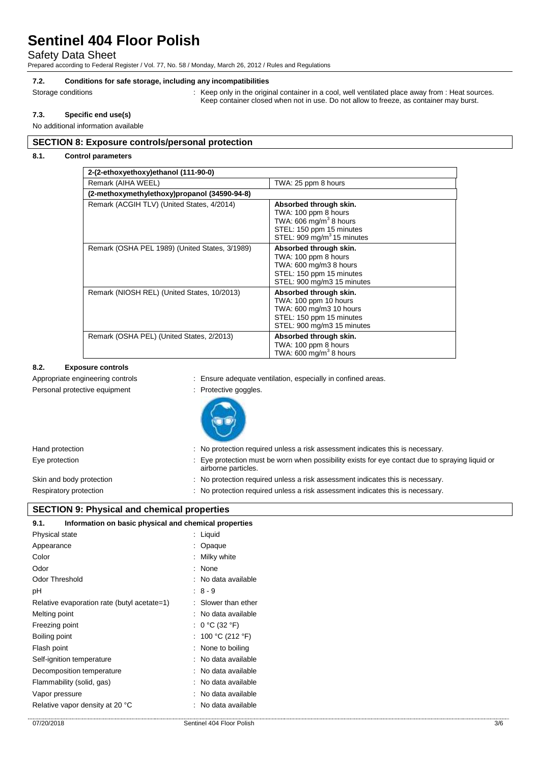#### 7.2. Conditions for safe storage, including any incompatibilities

Storage conditions : Keep only in the original container in a cool, well ventilated place away from : Heat sources. Keep container closed when not in use. Do not allow to freeze, as container may burst.

#### 7.3. Specific end use(s)

No additional information available

## SECTION 8: Exposure controls/personal protection

### 8.1. Control parameters

| 2-(2-ethoxyethoxy)ethanol (111-90-0) | |
|---|---|
| Remark (AIHA WEEL) | TWA: 25 ppm 8 hours |
| **(2-methoxymethylethoxy)propanol (34590-94-8)** | |
| Remark (ACGIH TLV) (United States, 4/2014) | **Absorbed through skin.** TWA: 100 ppm 8 hours TWA: 606 $mg/m^3$ 8 hours STEL: 150 ppm 15 minutes STEL: 909 $mg/m^3$ 15 minutes |
| Remark (OSHA PEL 1989) (United States, 3/1989) | **Absorbed through skin.** TWA: 100 ppm 8 hours TWA: 600 mg/m3 8 hours STEL: 150 ppm 15 minutes STEL: 900 mg/m3 15 minutes |
| Remark (NIOSH REL) (United States, 10/2013) | **Absorbed through skin.** TWA: 100 ppm 10 hours TWA: 600 mg/m3 10 hours STEL: 150 ppm 15 minutes STEL: 900 mg/m3 15 minutes |
| Remark (OSHA PEL) (United States, 2/2013) | **Absorbed through skin.** TWA: 100 ppm 8 hours TWA: 600 $mg/m^3$ 8 hours |

### 8.2. Exposure controls

Appropriate engineering controls : Ensure adequate ventilation, especially in confined areas.

Personal protective equipment : Protective goggles.

Hand protection : No protection required unless a risk assessment indicates this is necessary.

Eye protection : Eye protection must be worn when possibility exists for eye contact due to spraying liquid or airborne particles.

Skin and body protection : No protection required unless a risk assessment indicates this is necessary.

Respiratory protection : No protection required unless a risk assessment indicates this is necessary.

## SECTION 9: Physical and chemical properties

### 9.1. Information on basic physical and chemical properties

| | |
|---|---|
| Physical state | : Liquid |
| Appearance | : Opaque |
| Color | : Milky white |
| Odor | : None |
| Odor Threshold | : No data available |
| pH | : 8 - 9 |
| Relative evaporation rate (butyl acetate=1) | : Slower than ether |
| Melting point | : No data available |
| Freezing point | : 0 °C (32 °F) |
| Boiling point | : 100 °C (212 °F) |
| Flash point | : None to boiling |
| Self-ignition temperature | : No data available |
| Decomposition temperature | : No data available |
| Flammability (solid, gas) | : No data available |
| Vapor pressure | : No data available |
| Relative vapor density at 20 °C | : No data available |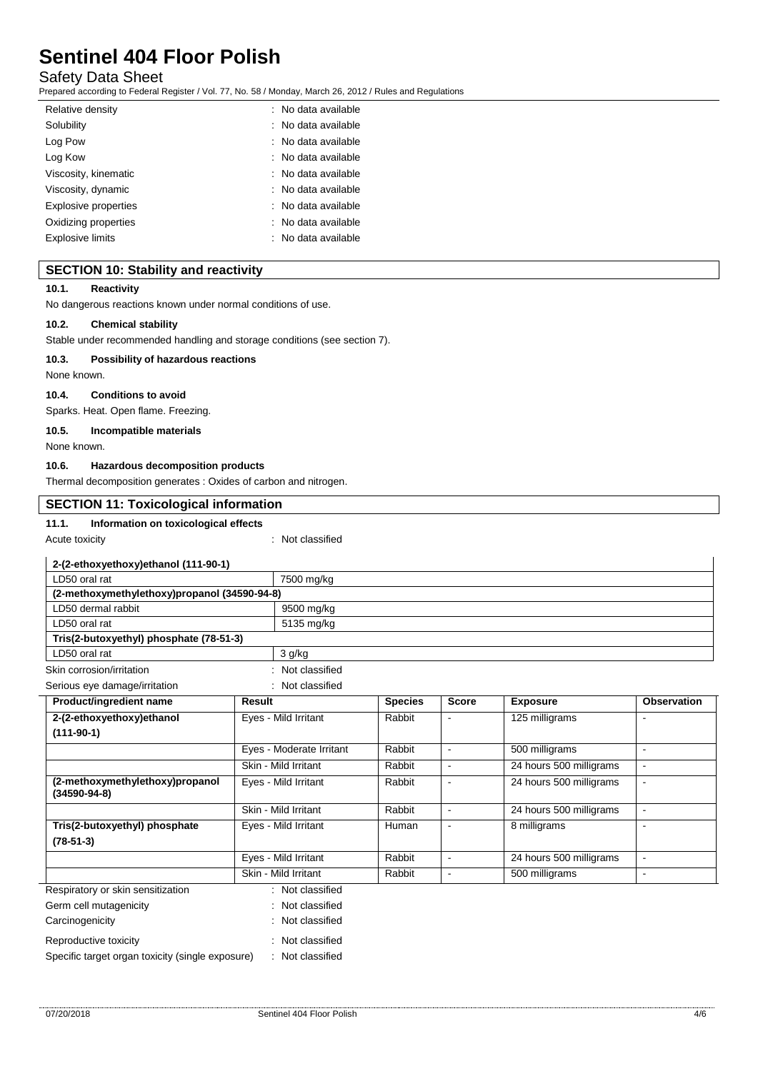| | |
|---|---|
| Relative density | : No data available |
| Solubility | : No data available |
| Log Pow | : No data available |
| Log Kow | : No data available |
| Viscosity, kinematic | : No data available |
| Viscosity, dynamic | : No data available |
| Explosive properties | : No data available |
| Oxidizing properties | : No data available |
| Explosive limits | : No data available |

## SECTION 10: Stability and reactivity

### 10.1. Reactivity

No dangerous reactions known under normal conditions of use.

### 10.2. Chemical stability

Stable under recommended handling and storage conditions (see section 7).

### 10.3. Possibility of hazardous reactions

None known.

### 10.4. Conditions to avoid

Sparks. Heat. Open flame. Freezing.

### 10.5. Incompatible materials

None known.

### 10.6. Hazardous decomposition products

Thermal decomposition generates : Oxides of carbon and nitrogen.

## SECTION 11: Toxicological information

### 11.1. Information on toxicological effects

Acute toxicity : Not classified

| 2-(2-ethoxyethoxy)ethanol (111-90-1) | |
|---|---|
| LD50 oral rat | 7500 mg/kg |
| **(2-methoxymethylethoxy)propanol (34590-94-8)** | |
| LD50 dermal rabbit | 9500 mg/kg |
| LD50 oral rat | 5135 mg/kg |
| **Tris(2-butoxyethyl) phosphate (78-51-3)** | |
| LD50 oral rat | 3 g/kg |

Skin corrosion/irritation : Not classified

Serious eye damage/irritation : Not classified

| Product/ingredient name | Result | Species | Score | Exposure | Observation |
|---|---|---|---|---|---|
| **2-(2-ethoxyethoxy)ethanol (111-90-1)** | Eyes - Mild Irritant | Rabbit | - | 125 milligrams | - |
| | Eyes - Moderate Irritant | Rabbit | - | 500 milligrams | - |
| | Skin - Mild Irritant | Rabbit | - | 24 hours 500 milligrams | - |
| **(2-methoxymethylethoxy)propanol (34590-94-8)** | Eyes - Mild Irritant | Rabbit | - | 24 hours 500 milligrams | - |
| | Skin - Mild Irritant | Rabbit | - | 24 hours 500 milligrams | - |
| **Tris(2-butoxyethyl) phosphate (78-51-3)** | Eyes - Mild Irritant | Human | - | 8 milligrams | - |
| | Eyes - Mild Irritant | Rabbit | - | 24 hours 500 milligrams | - |
| | Skin - Mild Irritant | Rabbit | - | 500 milligrams | - |

Respiratory or skin sensitization : Not classified

Germ cell mutagenicity : Not classified

Carcinogenicity : Not classified

Reproductive toxicity : Not classified

Specific target organ toxicity (single exposure) : Not classified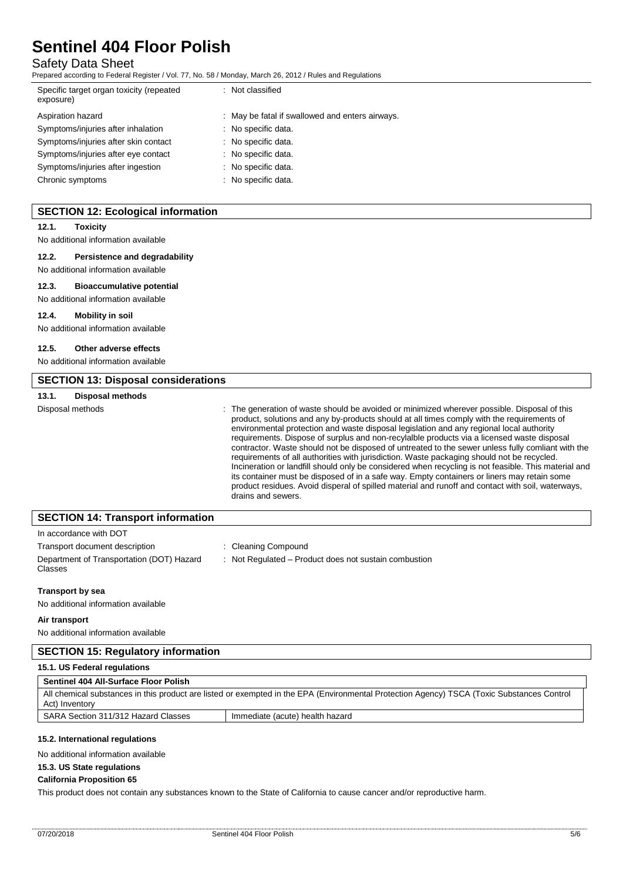| | |
|---|---|
| Specific target organ toxicity (repeated exposure) | : Not classified |
| Aspiration hazard | : May be fatal if swallowed and enters airways. |
| Symptoms/injuries after inhalation | : No specific data. |
| Symptoms/injuries after skin contact | : No specific data. |
| Symptoms/injuries after eye contact | : No specific data. |
| Symptoms/injuries after ingestion | : No specific data. |
| Chronic symptoms | : No specific data. |

## SECTION 12: Ecological information

### 12.1. Toxicity

No additional information available

### 12.2. Persistence and degradability

No additional information available

### 12.3. Bioaccumulative potential

No additional information available

### 12.4. Mobility in soil

No additional information available

### 12.5. Other adverse effects

No additional information available

## SECTION 13: Disposal considerations

### 13.1. Disposal methods

Disposal methods : The generation of waste should be avoided or minimized wherever possible. Disposal of this product, solutions and any by-products should at all times comply with the requirements of environmental protection and waste disposal legislation and any regional local authority requirements. Dispose of surplus and non-recylalble products via a licensed waste disposal contractor. Waste should not be disposed of untreated to the sewer unless fully comliant with the requirements of all authorities with jurisdiction. Waste packaging should not be recycled. Incineration or landfill should only be considered when recycling is not feasible. This material and its container must be disposed of in a safe way. Empty containers or liners may retain some product residues. Avoid disperal of spilled material and runoff and contact with soil, waterways, drains and sewers.

## SECTION 14: Transport information

In accordance with DOT

| | |
|---|---|
| Transport document description | : Cleaning Compound |
| Department of Transportation (DOT) Hazard Classes | : Not Regulated – Product does not sustain combustion |

**Transport by sea**

No additional information available

**Air transport**

No additional information available

## SECTION 15: Regulatory information

### 15.1. US Federal regulations

| Sentinel 404 All-Surface Floor Polish | |
|---|---|
| All chemical substances in this product are listed or exempted in the EPA (Environmental Protection Agency) TSCA (Toxic Substances Control Act) Inventory | |
| SARA Section 311/312 Hazard Classes | Immediate (acute) health hazard |

### 15.2. International regulations

No additional information available

### 15.3. US State regulations

**California Proposition 65**

This product does not contain any substances known to the State of California to cause cancer and/or reproductive harm.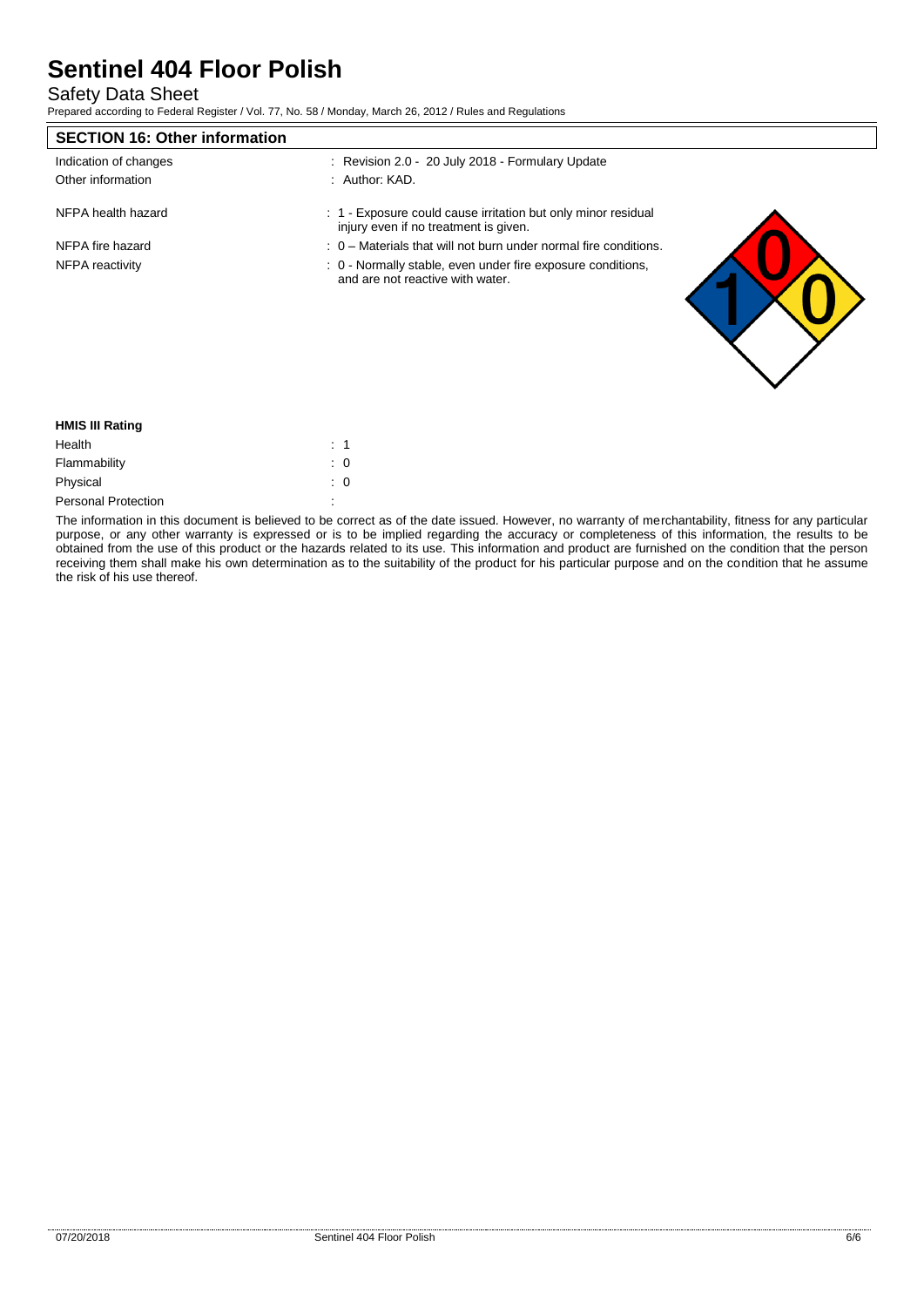## SECTION 16: Other information

| | |
|---|---|
| Indication of changes | : Revision 2.0 - 20 July 2018 - Formulary Update |
| Other information | : Author: KAD. |
| NFPA health hazard | : 1 - Exposure could cause irritation but only minor residual injury even if no treatment is given. |
| NFPA fire hazard | : 0 – Materials that will not burn under normal fire conditions. |
| NFPA reactivity | : 0 - Normally stable, even under fire exposure conditions, and are not reactive with water. |

0

1 0

**HMIS III Rating**

| | |
|---|---|
| Health | : 1 |
| Flammability | : 0 |
| Physical | : 0 |
| Personal Protection | : |

The information in this document is believed to be correct as of the date issued. However, no warranty of merchantability, fitness for any particular purpose, or any other warranty is expressed or is to be implied regarding the accuracy or completeness of this information, the results to be obtained from the use of this product or the hazards related to its use. This information and product are furnished on the condition that the person receiving them shall make his own determination as to the suitability of the product for his particular purpose and on the condition that he assume the risk of his use thereof.